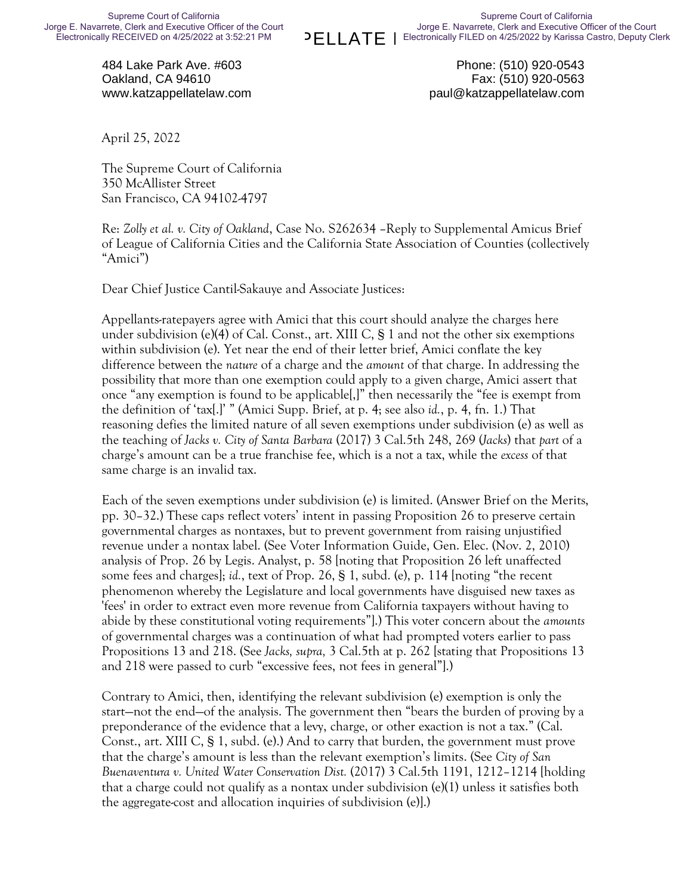484 Lake Park Ave. #603
Oakland, CA 94610
www.katzappellatelaw.com

Phone: (510) 920-0543
Fax: (510) 920-0563
paul@katzappellatelaw.com

April 25, 2022

The Supreme Court of California
350 McAllister Street
San Francisco, CA 94102-4797

Re: *Zolly et al. v. City of Oakland*, Case No. S262634 –Reply to Supplemental Amicus Brief of League of California Cities and the California State Association of Counties (collectively "Amici")

Dear Chief Justice Cantil-Sakauye and Associate Justices:

Appellants-ratepayers agree with Amici that this court should analyze the charges here under subdivision (e)(4) of Cal. Const., art. XIII C, § 1 and not the other six exemptions within subdivision (e). Yet near the end of their letter brief, Amici conflate the key difference between the *nature* of a charge and the *amount* of that charge. In addressing the possibility that more than one exemption could apply to a given charge, Amici assert that once "any exemption is found to be applicable[,]" then necessarily the "fee is exempt from the definition of 'tax[.]' " (Amici Supp. Brief, at p. 4; see also *id.*, p. 4, fn. 1.) That reasoning defies the limited nature of all seven exemptions under subdivision (e) as well as the teaching of *Jacks v. City of Santa Barbara* (2017) 3 Cal.5th 248, 269 (*Jacks*) that *part* of a charge's amount can be a true franchise fee, which is a not a tax, while the *excess* of that same charge is an invalid tax.

Each of the seven exemptions under subdivision (e) is limited. (Answer Brief on the Merits, pp. 30–32.) These caps reflect voters' intent in passing Proposition 26 to preserve certain governmental charges as nontaxes, but to prevent government from raising unjustified revenue under a nontax label. (See Voter Information Guide, Gen. Elec. (Nov. 2, 2010) analysis of Prop. 26 by Legis. Analyst, p. 58 [noting that Proposition 26 left unaffected some fees and charges]; *id.*, text of Prop. 26, § 1, subd. (e), p. 114 [noting "the recent phenomenon whereby the Legislature and local governments have disguised new taxes as 'fees' in order to extract even more revenue from California taxpayers without having to abide by these constitutional voting requirements"].) This voter concern about the *amounts* of governmental charges was a continuation of what had prompted voters earlier to pass Propositions 13 and 218. (See *Jacks, supra,* 3 Cal.5th at p. 262 [stating that Propositions 13 and 218 were passed to curb "excessive fees, not fees in general"].)

Contrary to Amici, then, identifying the relevant subdivision (e) exemption is only the start—not the end—of the analysis. The government then "bears the burden of proving by a preponderance of the evidence that a levy, charge, or other exaction is not a tax." (Cal. Const., art. XIII C, § 1, subd. (e).) And to carry that burden, the government must prove that the charge's amount is less than the relevant exemption's limits. (See *City of San Buenaventura v. United Water Conservation Dist.* (2017) 3 Cal.5th 1191, 1212–1214 [holding that a charge could not qualify as a nontax under subdivision (e)(1) unless it satisfies both the aggregate-cost and allocation inquiries of subdivision (e)].)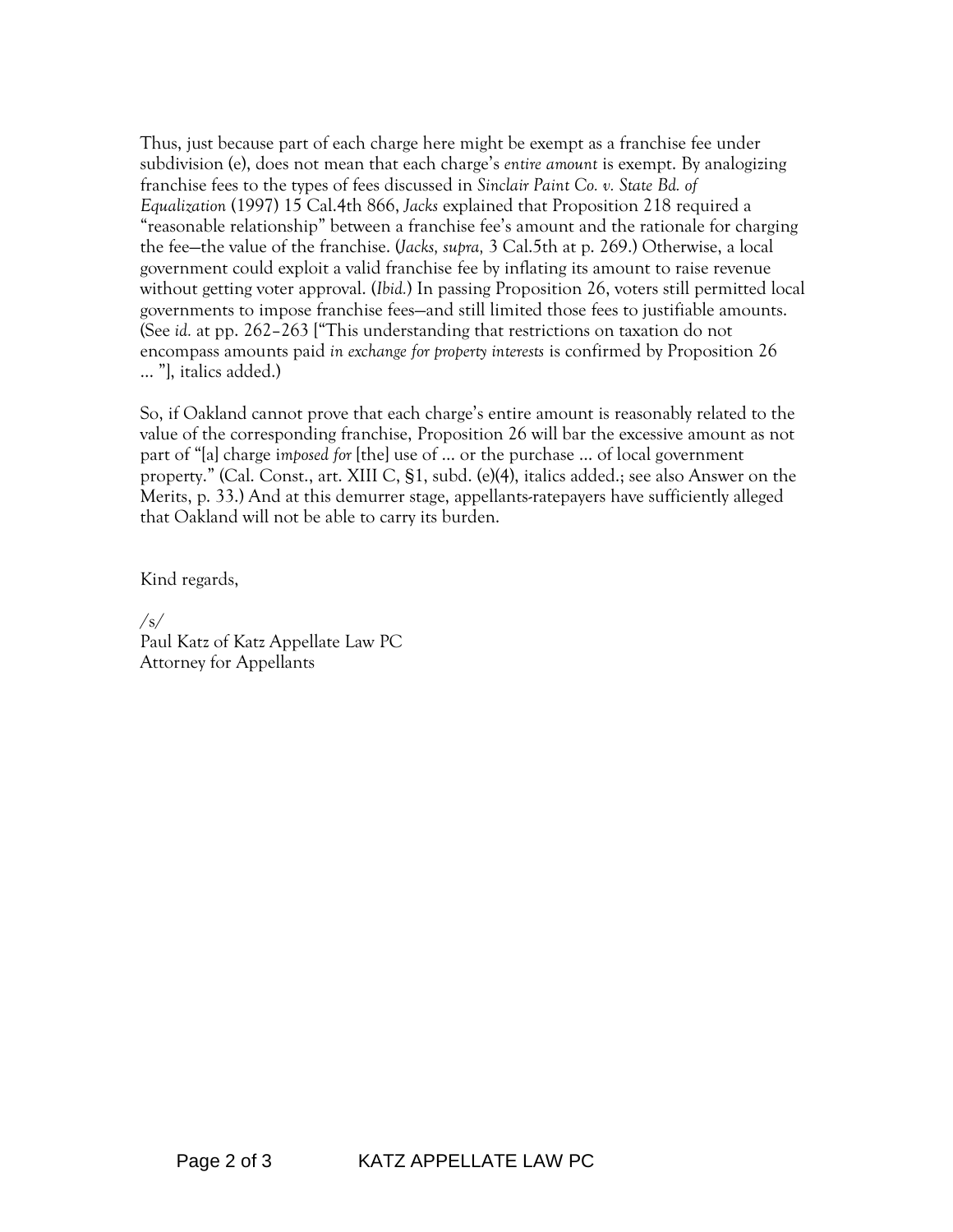Thus, just because part of each charge here might be exempt as a franchise fee under subdivision (e), does not mean that each charge's *entire amount* is exempt. By analogizing franchise fees to the types of fees discussed in *Sinclair Paint Co. v. State Bd. of Equalization* (1997) 15 Cal.4th 866, *Jacks* explained that Proposition 218 required a "reasonable relationship" between a franchise fee's amount and the rationale for charging the fee—the value of the franchise. (*Jacks, supra,* 3 Cal.5th at p. 269.) Otherwise, a local government could exploit a valid franchise fee by inflating its amount to raise revenue without getting voter approval. (*Ibid.*) In passing Proposition 26, voters still permitted local governments to impose franchise fees—and still limited those fees to justifiable amounts. (See *id.* at pp. 262–263 ["This understanding that restrictions on taxation do not encompass amounts paid *in exchange for property interests* is confirmed by Proposition 26 … "], italics added.)

So, if Oakland cannot prove that each charge's entire amount is reasonably related to the value of the corresponding franchise, Proposition 26 will bar the excessive amount as not part of "[a] charge *imposed for* [the] use of … or the purchase … of local government property." (Cal. Const., art. XIII C, §1, subd. (e)(4), italics added.; see also Answer on the Merits, p. 33.) And at this demurrer stage, appellants-ratepayers have sufficiently alleged that Oakland will not be able to carry its burden.

Kind regards,

*/s/*
Paul Katz of Katz Appellate Law PC
Attorney for Appellants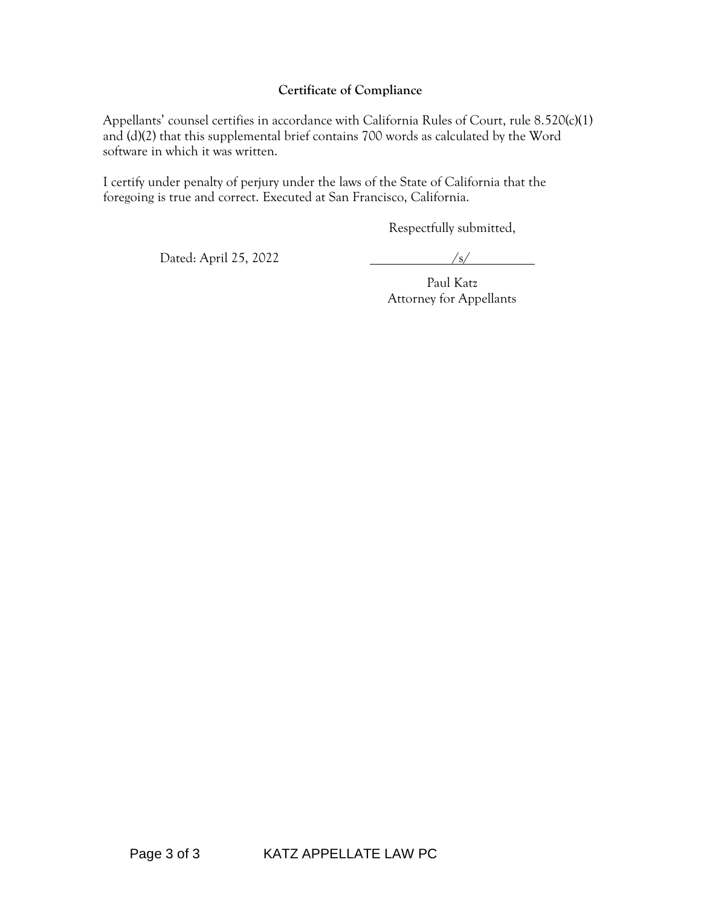**Certificate of Compliance**

Appellants' counsel certifies in accordance with California Rules of Court, rule 8.520(c)(1) and (d)(2) that this supplemental brief contains 700 words as calculated by the Word software in which it was written.

I certify under penalty of perjury under the laws of the State of California that the foregoing is true and correct. Executed at San Francisco, California.

Respectfully submitted,

Dated: April 25, 2022

/s/

Paul Katz
Attorney for Appellants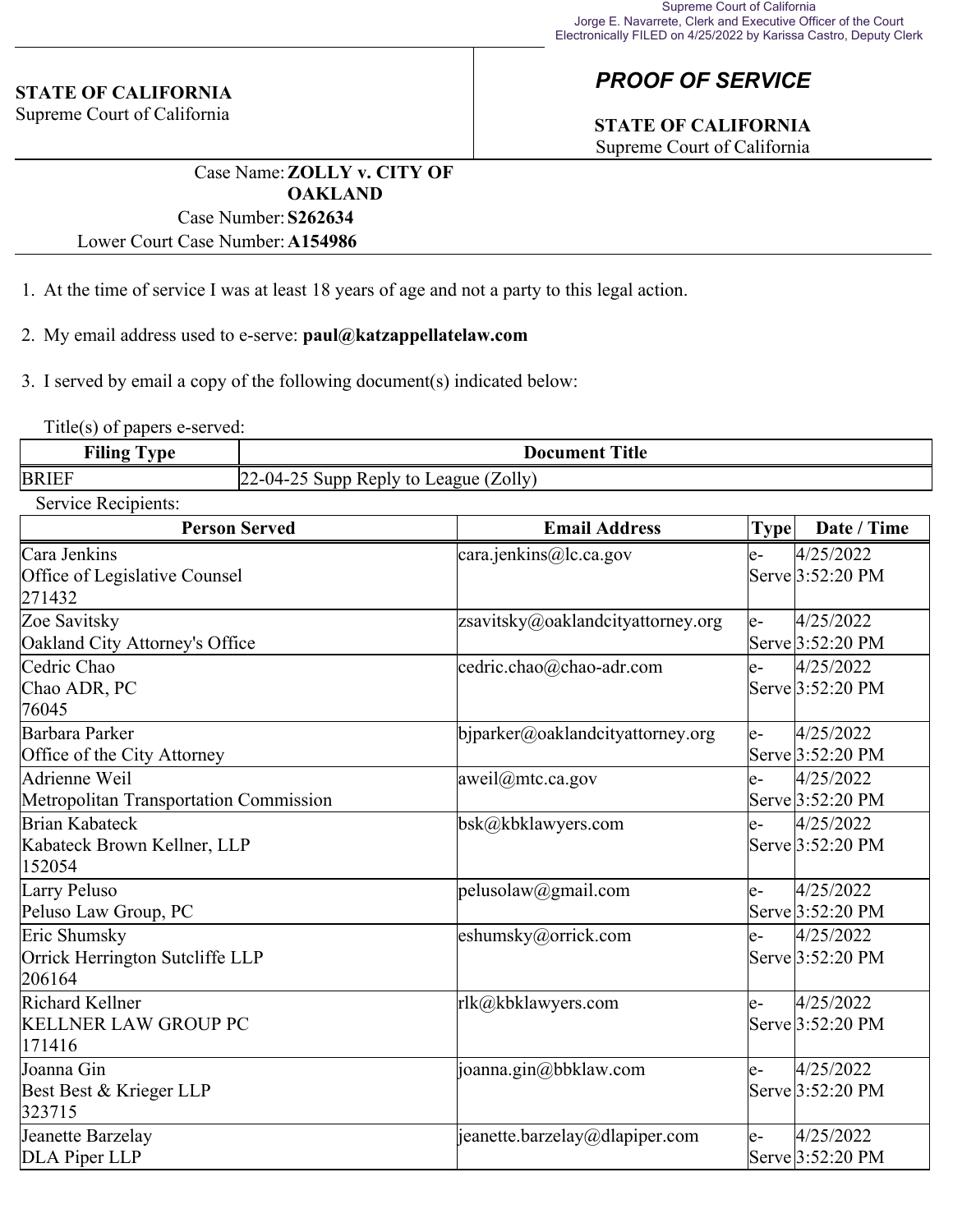Supreme Court of California
Jorge E. Navarrete, Clerk and Executive Officer of the Court
Electronically FILED on 4/25/2022 by Karissa Castro, Deputy Clerk

**STATE OF CALIFORNIA**
Supreme Court of California

## *PROOF OF SERVICE*

**STATE OF CALIFORNIA**
Supreme Court of California

Case Name: **ZOLLY v. CITY OF OAKLAND**
Case Number: **S262634**
Lower Court Case Number: **A154986**

1. At the time of service I was at least 18 years of age and not a party to this legal action.

2. My email address used to e-serve: **paul@katzappellatelaw.com**

3. I served by email a copy of the following document(s) indicated below:

Title(s) of papers e-served:

| Filing Type | Document Title |
|---|---|
| BRIEF | 22-04-25 Supp Reply to League (Zolly) |

Service Recipients:

| Person Served | Email Address | Type | Date / Time |
|---|---|---|---|
| Cara Jenkins<br>Office of Legislative Counsel<br>271432 | cara.jenkins@lc.ca.gov | e-Serve | 4/25/2022 3:52:20 PM |
| Zoe Savitsky<br>Oakland City Attorney's Office | zsavitsky@oaklandcityattorney.org | e-Serve | 4/25/2022 3:52:20 PM |
| Cedric Chao<br>Chao ADR, PC<br>76045 | cedric.chao@chao-adr.com | e-Serve | 4/25/2022 3:52:20 PM |
| Barbara Parker<br>Office of the City Attorney | bjparker@oaklandcityattorney.org | e-Serve | 4/25/2022 3:52:20 PM |
| Adrienne Weil<br>Metropolitan Transportation Commission | aweil@mtc.ca.gov | e-Serve | 4/25/2022 3:52:20 PM |
| Brian Kabateck<br>Kabateck Brown Kellner, LLP<br>152054 | bsk@kbklawyers.com | e-Serve | 4/25/2022 3:52:20 PM |
| Larry Peluso<br>Peluso Law Group, PC | pelusolaw@gmail.com | e-Serve | 4/25/2022 3:52:20 PM |
| Eric Shumsky<br>Orrick Herrington Sutcliffe LLP<br>206164 | eshumsky@orrick.com | e-Serve | 4/25/2022 3:52:20 PM |
| Richard Kellner<br>KELLNER LAW GROUP PC<br>171416 | rlk@kbklawyers.com | e-Serve | 4/25/2022 3:52:20 PM |
| Joanna Gin<br>Best Best & Krieger LLP<br>323715 | joanna.gin@bbklaw.com | e-Serve | 4/25/2022 3:52:20 PM |
| Jeanette Barzelay<br>DLA Piper LLP | jeanette.barzelay@dlapiper.com | e-Serve | 4/25/2022 3:52:20 PM |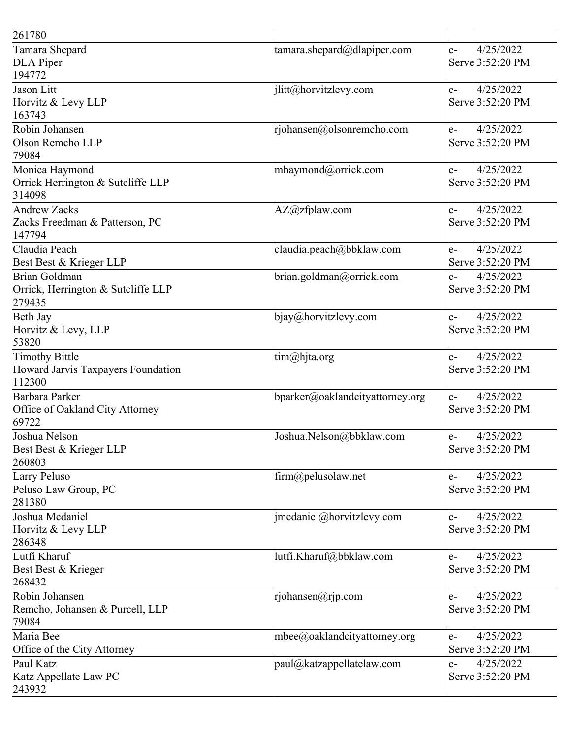| | | | |
|---|---|---|---|
| 261780 | | | |
| Tamara Shepard<br>DLA Piper<br>194772 | tamara.shepard@dlapiper.com | e-Serve | 4/25/2022 3:52:20 PM |
| Jason Litt<br>Horvitz & Levy LLP<br>163743 | jlitt@horvitzlevy.com | e-Serve | 4/25/2022 3:52:20 PM |
| Robin Johansen<br>Olson Remcho LLP<br>79084 | rjohansen@olsonremcho.com | e-Serve | 4/25/2022 3:52:20 PM |
| Monica Haymond<br>Orrick Herrington & Sutcliffe LLP<br>314098 | mhaymond@orrick.com | e-Serve | 4/25/2022 3:52:20 PM |
| Andrew Zacks<br>Zacks Freedman & Patterson, PC<br>147794 | AZ@zfplaw.com | e-Serve | 4/25/2022 3:52:20 PM |
| Claudia Peach<br>Best Best & Krieger LLP | claudia.peach@bbklaw.com | e-Serve | 4/25/2022 3:52:20 PM |
| Brian Goldman<br>Orrick, Herrington & Sutcliffe LLP<br>279435 | brian.goldman@orrick.com | e-Serve | 4/25/2022 3:52:20 PM |
| Beth Jay<br>Horvitz & Levy, LLP<br>53820 | bjay@horvitzlevy.com | e-Serve | 4/25/2022 3:52:20 PM |
| Timothy Bittle<br>Howard Jarvis Taxpayers Foundation<br>112300 | tim@hjta.org | e-Serve | 4/25/2022 3:52:20 PM |
| Barbara Parker<br>Office of Oakland City Attorney<br>69722 | bparker@oaklandcityattorney.org | e-Serve | 4/25/2022 3:52:20 PM |
| Joshua Nelson<br>Best Best & Krieger LLP<br>260803 | Joshua.Nelson@bbklaw.com | e-Serve | 4/25/2022 3:52:20 PM |
| Larry Peluso<br>Peluso Law Group, PC<br>281380 | firm@pelusolaw.net | e-Serve | 4/25/2022 3:52:20 PM |
| Joshua Mcdaniel<br>Horvitz & Levy LLP<br>286348 | jmcdaniel@horvitzlevy.com | e-Serve | 4/25/2022 3:52:20 PM |
| Lutfi Kharuf<br>Best Best & Krieger<br>268432 | lutfi.Kharuf@bbklaw.com | e-Serve | 4/25/2022 3:52:20 PM |
| Robin Johansen<br>Remcho, Johansen & Purcell, LLP<br>79084 | rjohansen@rjp.com | e-Serve | 4/25/2022 3:52:20 PM |
| Maria Bee<br>Office of the City Attorney | mbee@oaklandcityattorney.org | e-Serve | 4/25/2022 3:52:20 PM |
| Paul Katz<br>Katz Appellate Law PC<br>243932 | paul@katzappellatelaw.com | e-Serve | 4/25/2022 3:52:20 PM |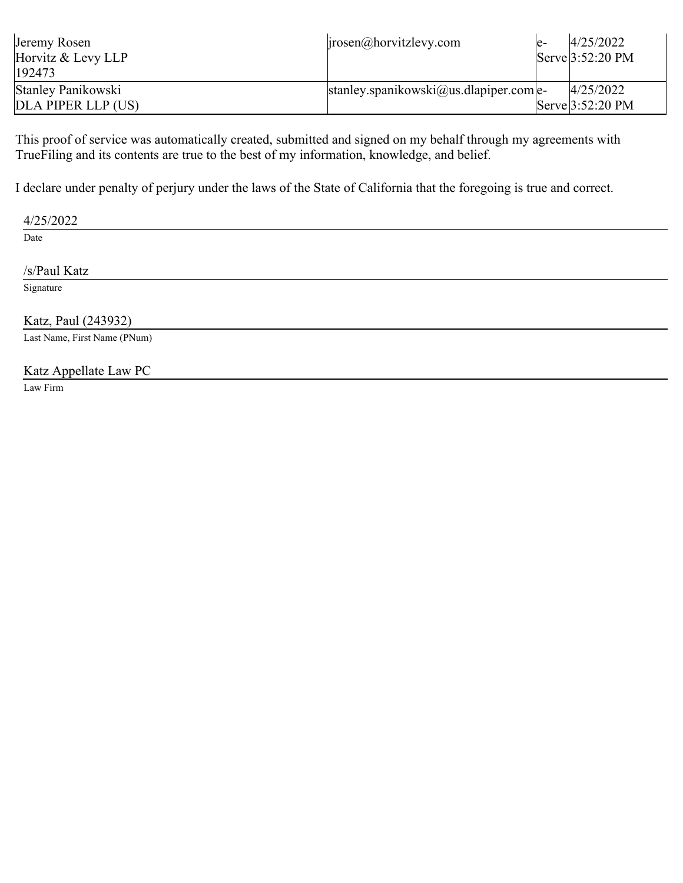| | | | |
|---|---|---|---|
| Jeremy Rosen<br>Horvitz & Levy LLP<br>192473 | jrosen@horvitzlevy.com | e-Serve | 4/25/2022 3:52:20 PM |
| Stanley Panikowski<br>DLA PIPER LLP (US) | stanley.spanikowski@us.dlapiper.com | e-Serve | 4/25/2022 3:52:20 PM |

This proof of service was automatically created, submitted and signed on my behalf through my agreements with TrueFiling and its contents are true to the best of my information, knowledge, and belief.

I declare under penalty of perjury under the laws of the State of California that the foregoing is true and correct.

4/25/2022

Date

/s/Paul Katz

Signature

Katz, Paul (243932)

Last Name, First Name (PNum)

Katz Appellate Law PC

Law Firm